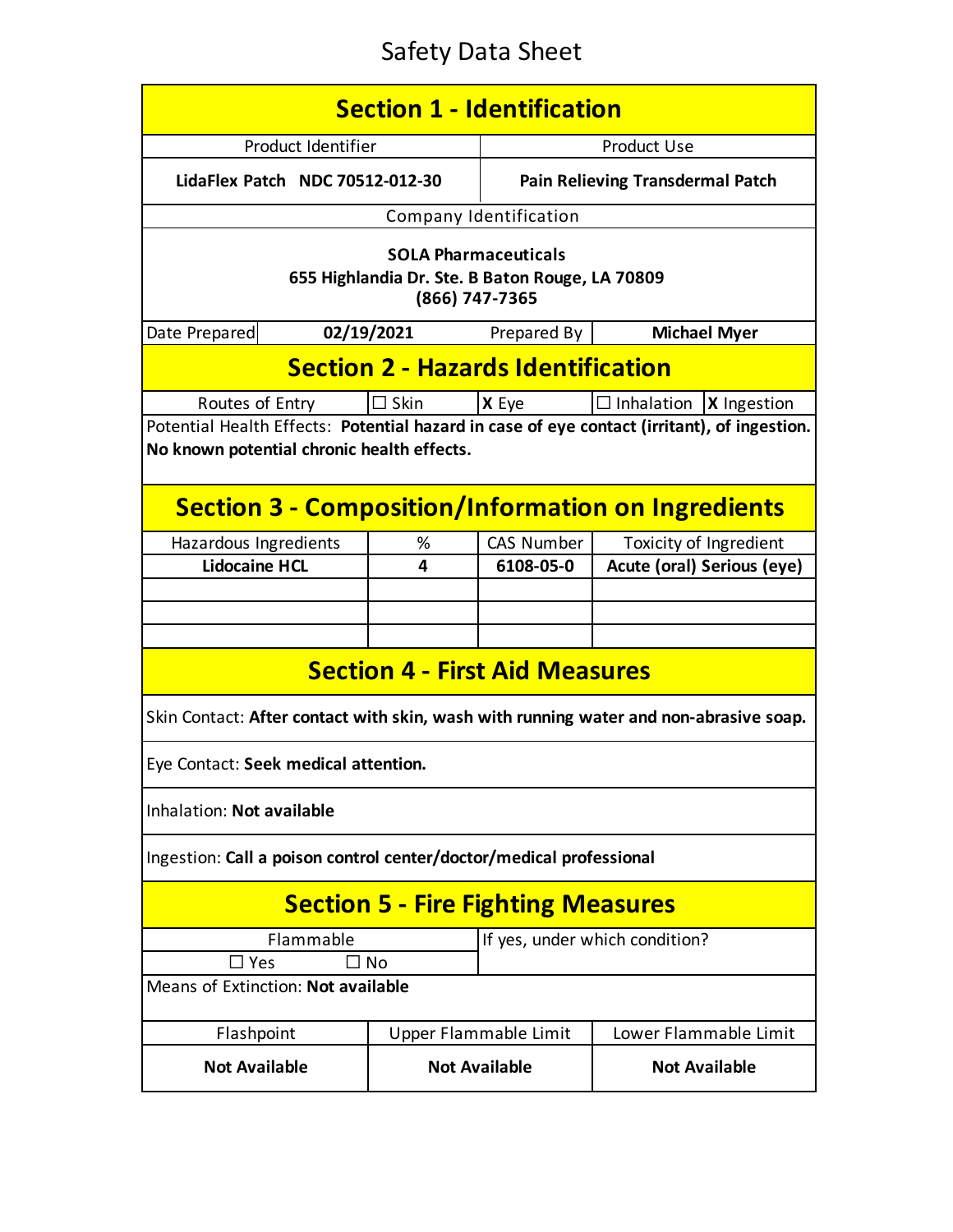# Safety Data Sheet

## Section 1 - Identification

| Product Identifier | Product Use |
| --- | --- |
| **LidaFlex Patch NDC 70512-012-30** | **Pain Relieving Transdermal Patch** |

Company Identification

**SOLA Pharmaceuticals**
**655 Highlandia Dr. Ste. B Baton Rouge, LA 70809**
**(866) 747-7365**

| Date Prepared | **02/19/2021** | Prepared By | **Michael Myer** |
| --- | --- | --- | --- |

## Section 2 - Hazards Identification

| Routes of Entry | ☐ Skin | **X** Eye | ☐ Inhalation | **X** Ingestion |
| --- | --- | --- | --- | --- |

Potential Health Effects: **Potential hazard in case of eye contact (irritant), of ingestion. No known potential chronic health effects.**

## Section 3 - Composition/Information on Ingredients

| Hazardous Ingredients | % | CAS Number | Toxicity of Ingredient |
| --- | --- | --- | --- |
| **Lidocaine HCL** | **4** | **6108-05-0** | **Acute (oral) Serious (eye)** |
| | | | |
| | | | |
| | | | |

## Section 4 - First Aid Measures

Skin Contact: **After contact with skin, wash with running water and non-abrasive soap.**

Eye Contact: **Seek medical attention.**

Inhalation: **Not available**

Ingestion: **Call a poison control center/doctor/medical professional**

## Section 5 - Fire Fighting Measures

| Flammable | If yes, under which condition? |
| --- | --- |
| ☐ Yes ☐ No | |

Means of Extinction: **Not available**

| Flashpoint | Upper Flammable Limit | Lower Flammable Limit |
| --- | --- | --- |
| **Not Available** | **Not Available** | **Not Available** |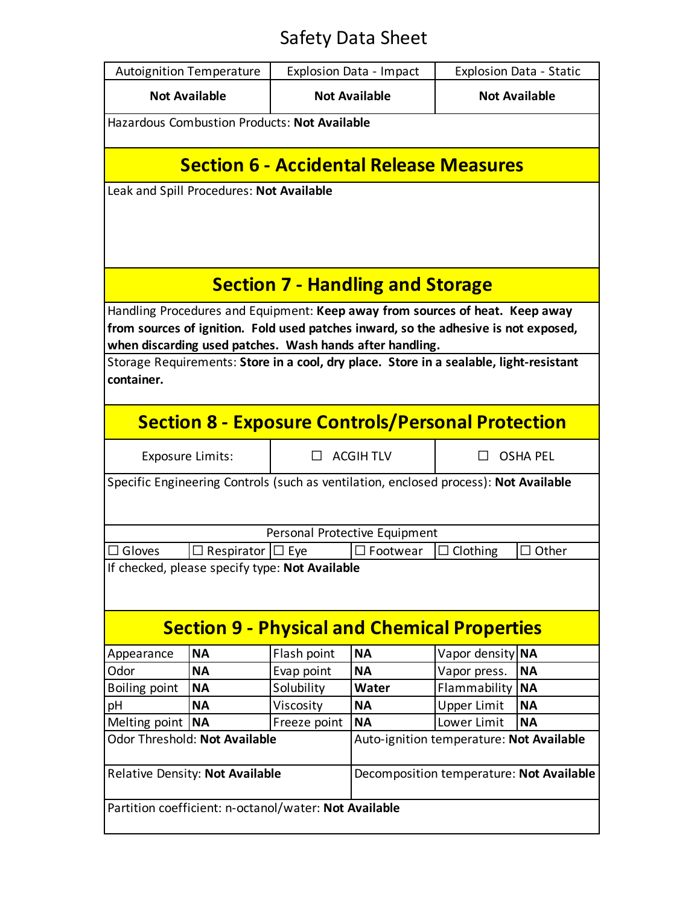# Safety Data Sheet

| Autoignition Temperature | Explosion Data - Impact | Explosion Data - Static |
|---|---|---|
| **Not Available** | **Not Available** | **Not Available** |

Hazardous Combustion Products: **Not Available**

## Section 6 - Accidental Release Measures

Leak and Spill Procedures: **Not Available**

## Section 7 - Handling and Storage

Handling Procedures and Equipment: **Keep away from sources of heat. Keep away from sources of ignition. Fold used patches inward, so the adhesive is not exposed, when discarding used patches. Wash hands after handling.**

Storage Requirements: **Store in a cool, dry place. Store in a sealable, light-resistant container.**

## Section 8 - Exposure Controls/Personal Protection

| Exposure Limits: | ☐ ACGIH TLV | ☐ OSHA PEL |
|---|---|---|

Specific Engineering Controls (such as ventilation, enclosed process): **Not Available**

Personal Protective Equipment

| ☐ Gloves | ☐ Respirator | ☐ Eye | ☐ Footwear | ☐ Clothing | ☐ Other |
|---|---|---|---|---|---|

If checked, please specify type: **Not Available**

## Section 9 - Physical and Chemical Properties

| Appearance | **NA** | Flash point | **NA** | Vapor density | **NA** |
|---|---|---|---|---|---|
| Odor | **NA** | Evap point | **NA** | Vapor press. | **NA** |
| Boiling point | **NA** | Solubility | **Water** | Flammability | **NA** |
| pH | **NA** | Viscosity | **NA** | Upper Limit | **NA** |
| Melting point | **NA** | Freeze point | **NA** | Lower Limit | **NA** |

Odor Threshold: **Not Available**

Auto-ignition temperature: **Not Available**

Relative Density: **Not Available**

Decomposition temperature: **Not Available**

Partition coefficient: n-octanol/water: **Not Available**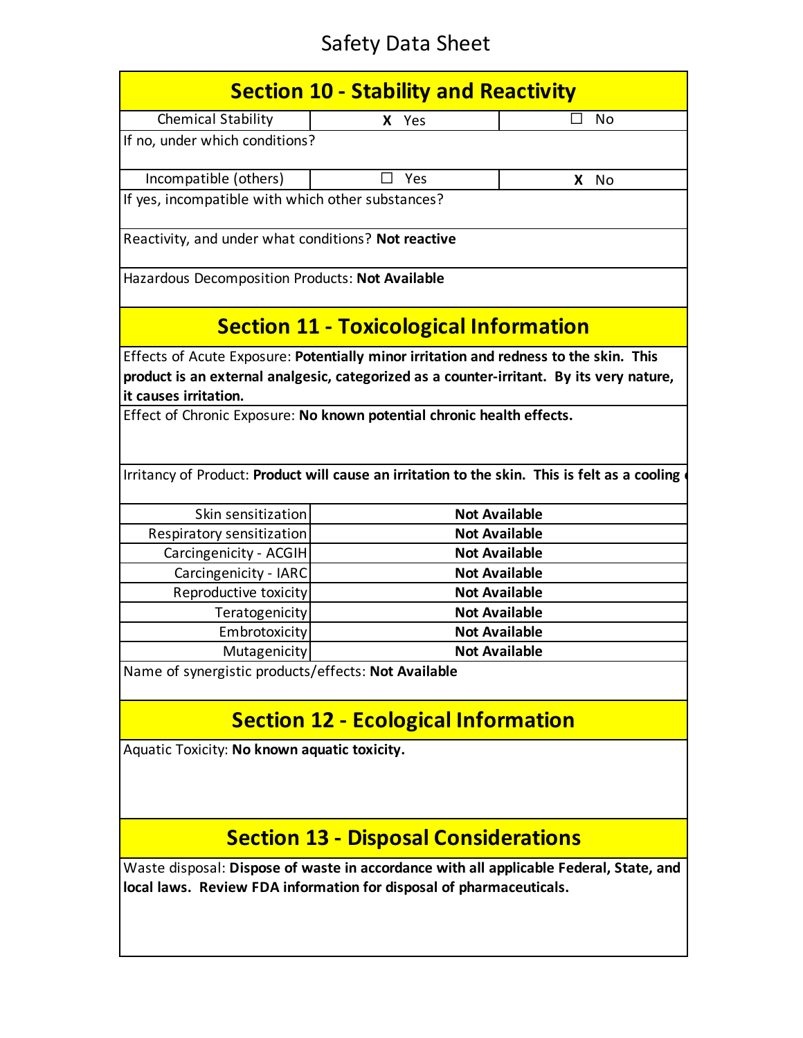Safety Data Sheet

## Section 10 - Stability and Reactivity

| Chemical Stability | X Yes | ☐ No |
|---|---|---|

If no, under which conditions?

| Incompatible (others) | ☐ Yes | X No |
|---|---|---|

If yes, incompatible with which other substances?

Reactivity, and under what conditions? **Not reactive**

Hazardous Decomposition Products: **Not Available**

## Section 11 - Toxicological Information

Effects of Acute Exposure: **Potentially minor irritation and redness to the skin. This product is an external analgesic, categorized as a counter-irritant. By its very nature, it causes irritation.**

Effect of Chronic Exposure: **No known potential chronic health effects.**

Irritancy of Product: **Product will cause an irritation to the skin. This is felt as a cooling**

| | |
|---|---|
| Skin sensitization | **Not Available** |
| Respiratory sensitization | **Not Available** |
| Carcingenicity - ACGIH | **Not Available** |
| Carcingenicity - IARC | **Not Available** |
| Reproductive toxicity | **Not Available** |
| Teratogenicity | **Not Available** |
| Embrotoxicity | **Not Available** |
| Mutagenicity | **Not Available** |

Name of synergistic products/effects: **Not Available**

## Section 12 - Ecological Information

Aquatic Toxicity: **No known aquatic toxicity.**

## Section 13 - Disposal Considerations

Waste disposal: **Dispose of waste in accordance with all applicable Federal, State, and local laws. Review FDA information for disposal of pharmaceuticals.**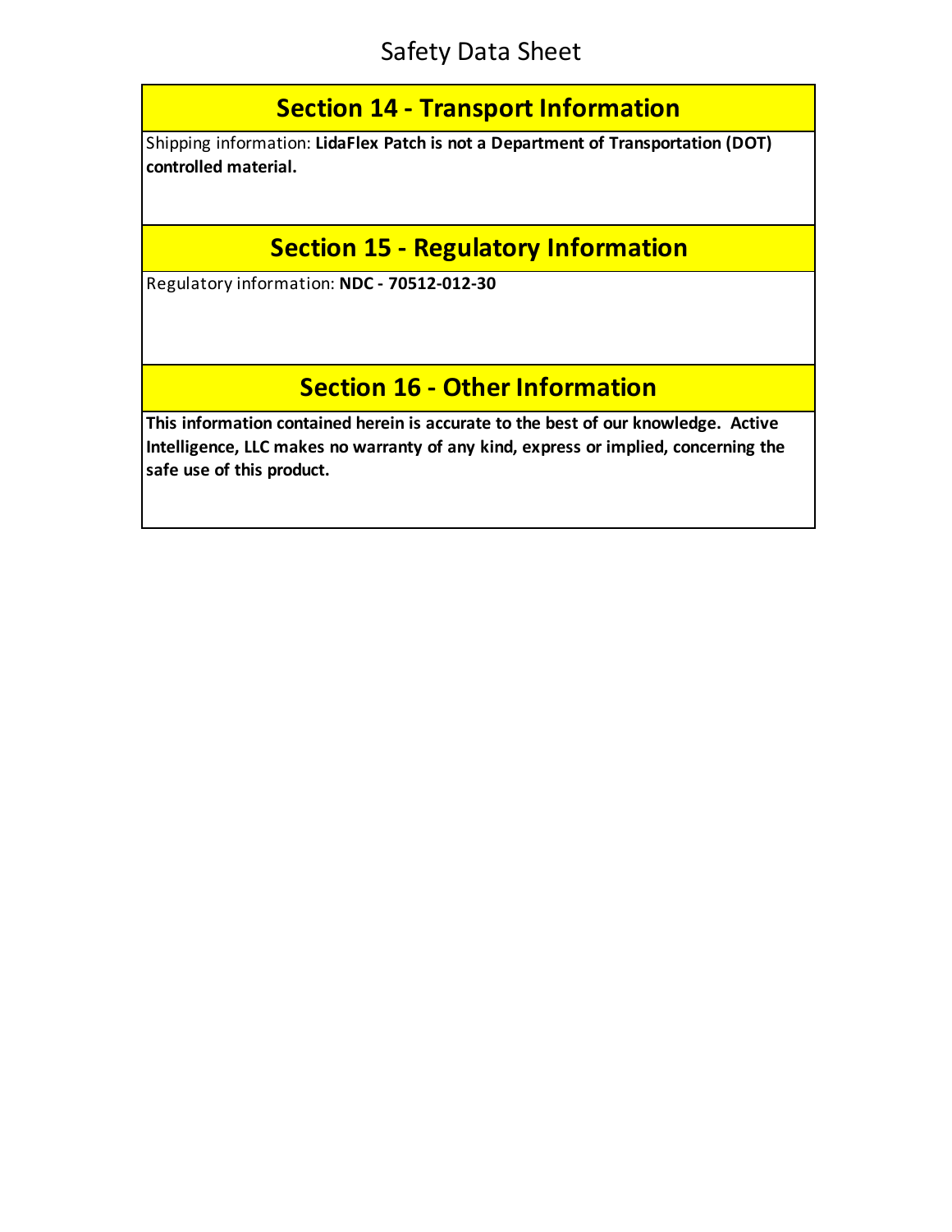Safety Data Sheet

## Section 14 - Transport Information

Shipping information: **LidaFlex Patch is not a Department of Transportation (DOT) controlled material.**

## Section 15 - Regulatory Information

Regulatory information: **NDC - 70512-012-30**

## Section 16 - Other Information

**This information contained herein is accurate to the best of our knowledge. Active Intelligence, LLC makes no warranty of any kind, express or implied, concerning the safe use of this product.**